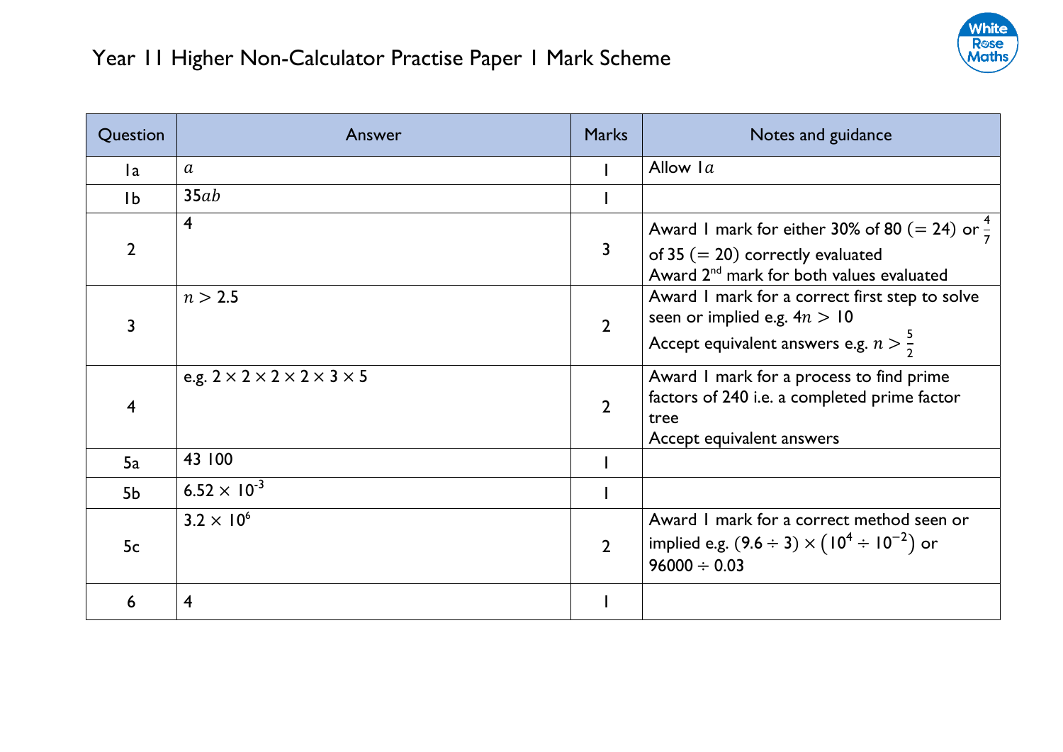# Year 11 Higher Non-Calculator Practise Paper 1 Mark Scheme

| Question | Answer | Marks | Notes and guidance |
|---|---|---|---|
| 1a | $a$ | 1 | Allow $1a$ |
| 1b | $35ab$ | 1 | |
| 2 | 4 | 3 | Award 1 mark for either 30% of 80 $(= 24)$ or $\frac{4}{7}$ of 35 $(= 20)$ correctly evaluated<br>Award 2nd mark for both values evaluated |
| 3 | $n > 2.5$ | 2 | Award 1 mark for a correct first step to solve seen or implied e.g. $4n > 10$<br>Accept equivalent answers e.g. $n > \frac{5}{2}$ |
| 4 | e.g. $2 \times 2 \times 2 \times 2 \times 3 \times 5$ | 2 | Award 1 mark for a process to find prime factors of 240 i.e. a completed prime factor tree<br>Accept equivalent answers |
| 5a | 43 100 | 1 | |
| 5b | $6.52 \times 10^{-3}$ | 1 | |
| 5c | $3.2 \times 10^{6}$ | 2 | Award 1 mark for a correct method seen or implied e.g. $(9.6 \div 3) \times \left(10^{4} \div 10^{-2}\right)$ or $96000 \div 0.03$ |
| 6 | 4 | 1 | |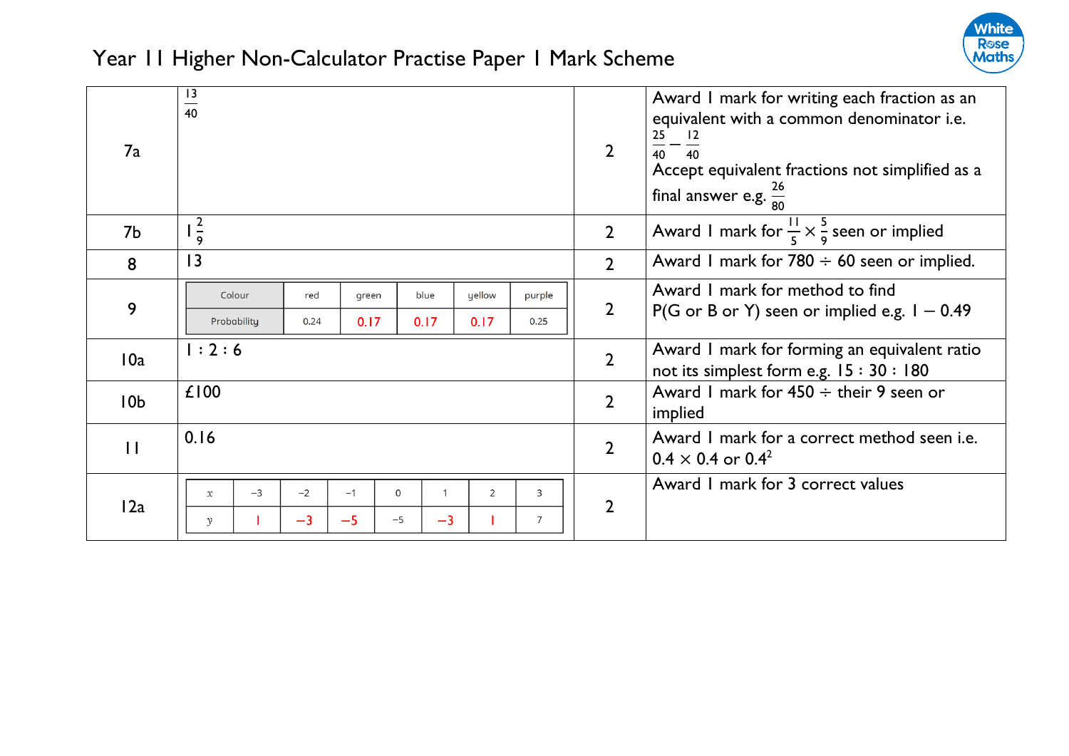# Year 11 Higher Non-Calculator Practise Paper 1 Mark Scheme

| | | | |
|---|---|---|---|
| 7a | $\frac{13}{40}$ | 2 | Award 1 mark for writing each fraction as an equivalent with a common denominator i.e. $\frac{25}{40} - \frac{12}{40}$ Accept equivalent fractions not simplified as a final answer e.g. $\frac{26}{80}$ |
| 7b | $1\frac{2}{9}$ | 2 | Award 1 mark for $\frac{11}{5} \times \frac{5}{9}$ seen or implied |
| 8 | 13 | 2 | Award 1 mark for $780 \div 60$ seen or implied. |
| 9 | Colour: red, green, blue, yellow, purple; Probability: 0.24, 0.17, 0.17, 0.17, 0.25 | 2 | Award 1 mark for method to find P(G or B or Y) seen or implied e.g. $1 - 0.49$ |
| 10a | 1 : 2 : 6 | 2 | Award 1 mark for forming an equivalent ratio not its simplest form e.g. 15 : 30 : 180 |
| 10b | £100 | 2 | Award 1 mark for $450 \div$ their 9 seen or implied |
| 11 | 0.16 | 2 | Award 1 mark for a correct method seen i.e. $0.4 \times 0.4$ or $0.4^2$ |
| 12a | $x$: −3, −2, −1, 0, 1, 2, 3; $y$: 1, −3, −5, −5, −3, 1, 7 | 2 | Award 1 mark for 3 correct values |

**Question 9 table:**

| Colour | red | green | blue | yellow | purple |
|---|---|---|---|---|---|
| Probability | 0.24 | 0.17 | 0.17 | 0.17 | 0.25 |

**Question 12a table:**

| $x$ | −3 | −2 | −1 | 0 | 1 | 2 | 3 |
|---|---|---|---|---|---|---|---|
| $y$ | 1 | −3 | −5 | −5 | −3 | 1 | 7 |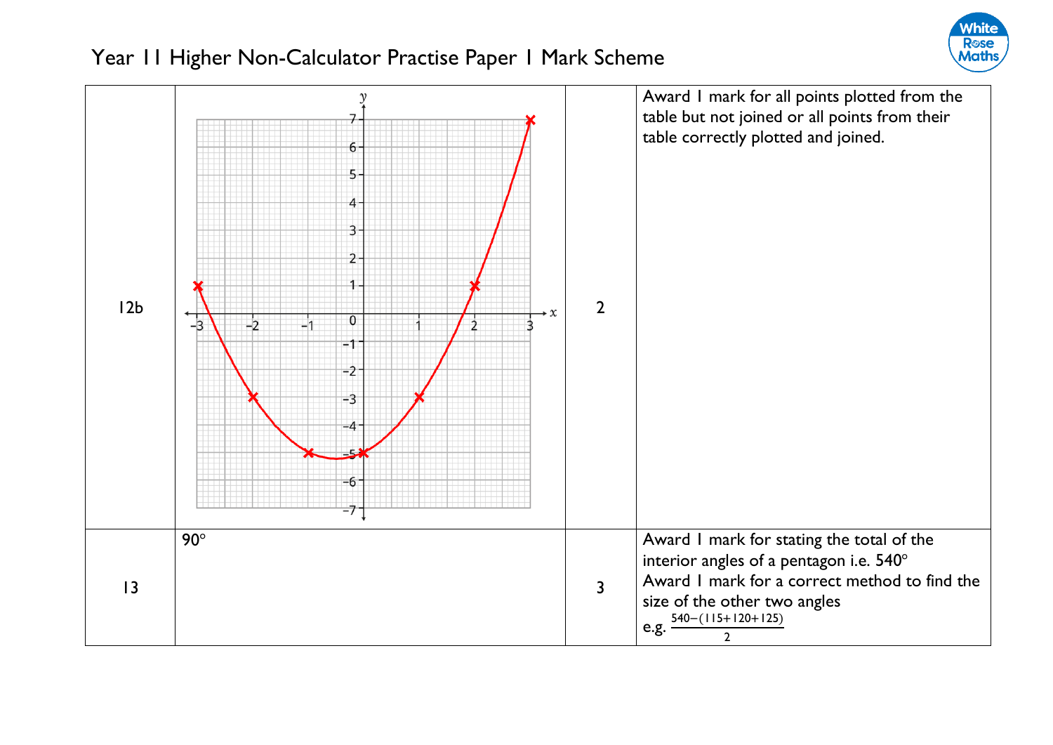| | | | |
|---|---|---|---|
| 12b | | 2 | Award 1 mark for all points plotted from the table but not joined or all points from their table correctly plotted and joined. |
| 13 | 90° | 3 | Award 1 mark for stating the total of the interior angles of a pentagon i.e. 540°<br>Award 1 mark for a correct method to find the size of the other two angles<br>e.g. $\frac{540-(115+120+125)}{2}$ |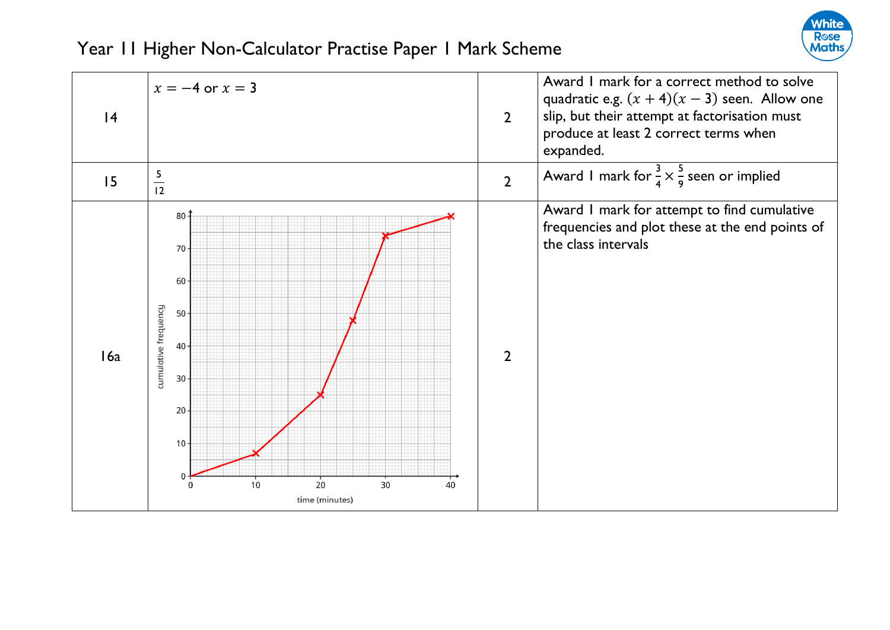# Year 11 Higher Non-Calculator Practise Paper 1 Mark Scheme

| | | | |
|---|---|---|---|
| 14 | $x = -4$ or $x = 3$ | 2 | Award 1 mark for a correct method to solve quadratic e.g. $(x+4)(x-3)$ seen. Allow one slip, but their attempt at factorisation must produce at least 2 correct terms when expanded. |
| 15 | $\frac{5}{12}$ | 2 | Award 1 mark for $\frac{3}{4} \times \frac{5}{9}$ seen or implied |
| 16a | Cumulative frequency graph (cumulative frequency against time (minutes)) with points plotted at (0, 0), (10, 7), (20, 25), (25, 48), (30, 74), (40, 80) | 2 | Award 1 mark for attempt to find cumulative frequencies and plot these at the end points of the class intervals |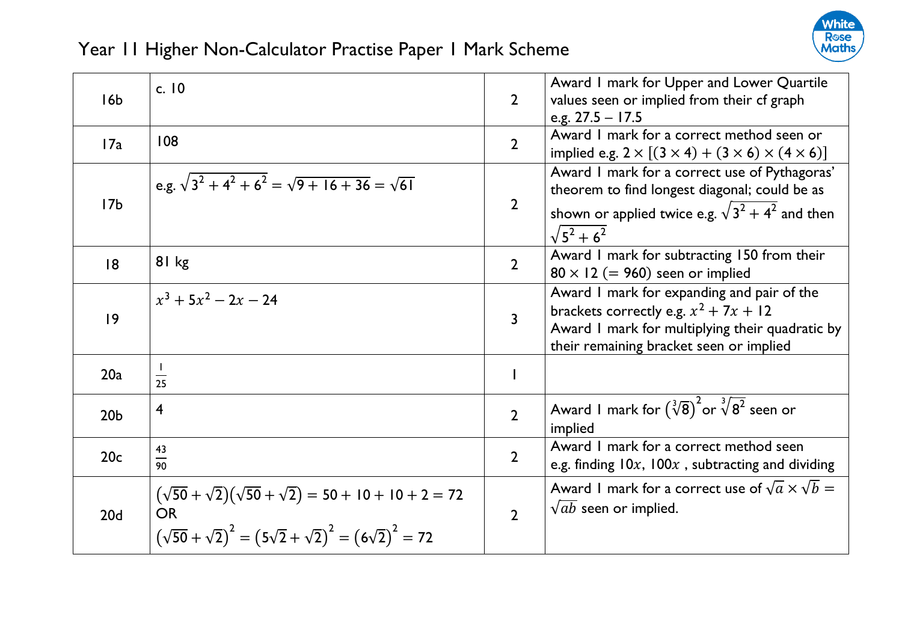# Year 11 Higher Non-Calculator Practise Paper 1 Mark Scheme

| | | | |
|---|---|---|---|
| 16b | c. 10 | 2 | Award 1 mark for Upper and Lower Quartile values seen or implied from their cf graph e.g. 27.5 – 17.5 |
| 17a | 108 | 2 | Award 1 mark for a correct method seen or implied e.g. $2 \times [(3 \times 4) + (3 \times 6) \times (4 \times 6)]$ |
| 17b | e.g. $\sqrt{3^2 + 4^2 + 6^2} = \sqrt{9 + 16 + 36} = \sqrt{61}$ | 2 | Award 1 mark for a correct use of Pythagoras' theorem to find longest diagonal; could be as shown or applied twice e.g. $\sqrt{3^2 + 4^2}$ and then $\sqrt{5^2 + 6^2}$ |
| 18 | 81 kg | 2 | Award 1 mark for subtracting 150 from their $80 \times 12$ $(= 960)$ seen or implied |
| 19 | $x^3 + 5x^2 - 2x - 24$ | 3 | Award 1 mark for expanding and pair of the brackets correctly e.g. $x^2 + 7x + 12$ <br> Award 1 mark for multiplying their quadratic by their remaining bracket seen or implied |
| 20a | $\frac{1}{25}$ | 1 | |
| 20b | 4 | 2 | Award 1 mark for $\left(\sqrt[3]{8}\right)^2$ or $\sqrt[3]{8^2}$ seen or implied |
| 20c | $\frac{43}{90}$ | 2 | Award 1 mark for a correct method seen e.g. finding $10x$, $100x$ , subtracting and dividing |
| 20d | $(\sqrt{50} + \sqrt{2})(\sqrt{50} + \sqrt{2}) = 50 + 10 + 10 + 2 = 72$ <br> OR <br> $\left(\sqrt{50} + \sqrt{2}\right)^2 = \left(5\sqrt{2} + \sqrt{2}\right)^2 = \left(6\sqrt{2}\right)^2 = 72$ | 2 | Award 1 mark for a correct use of $\sqrt{a} \times \sqrt{b} = \sqrt{ab}$ seen or implied. |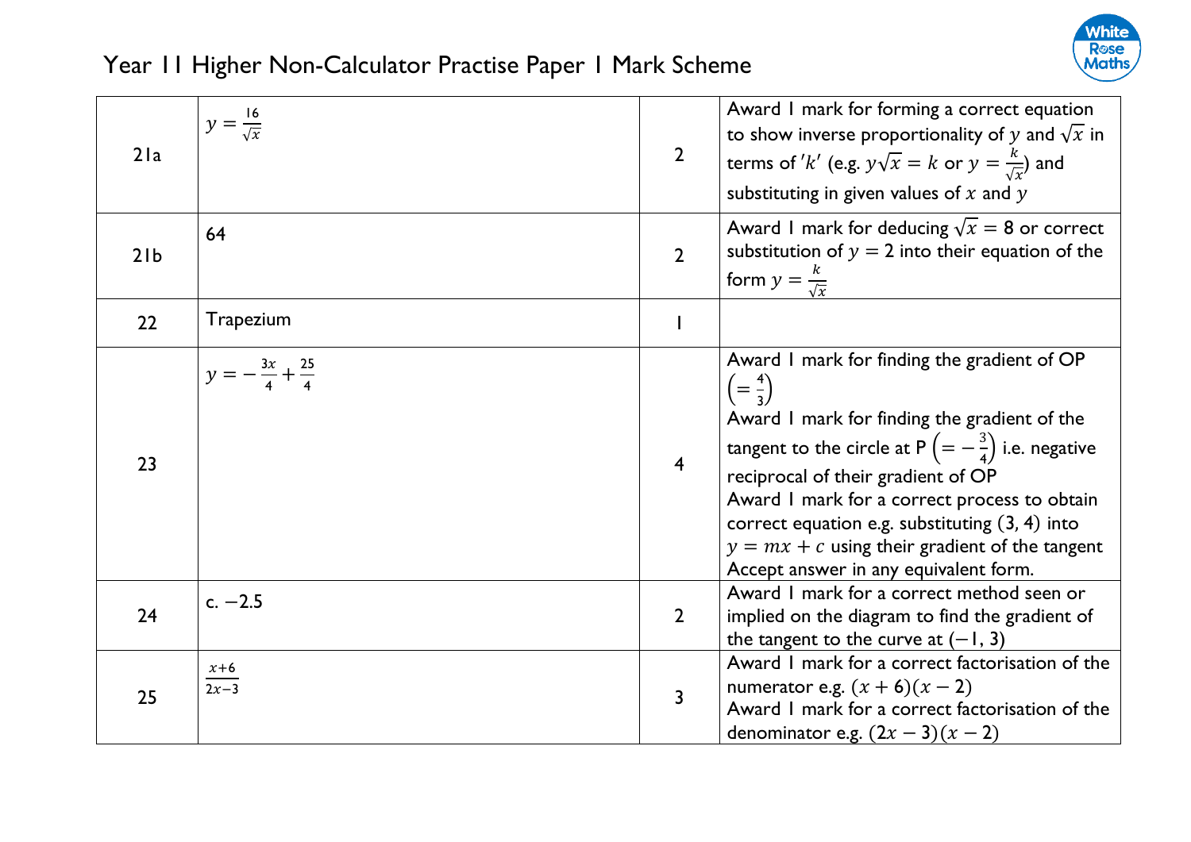# Year 11 Higher Non-Calculator Practise Paper 1 Mark Scheme

| | | | |
|---|---|---|---|
| 21a | $y = \frac{16}{\sqrt{x}}$ | 2 | Award 1 mark for forming a correct equation to show inverse proportionality of $y$ and $\sqrt{x}$ in terms of $'k'$ (e.g. $y\sqrt{x} = k$ or $y = \frac{k}{\sqrt{x}}$) and substituting in given values of $x$ and $y$ |
| 21b | 64 | 2 | Award 1 mark for deducing $\sqrt{x} = 8$ or correct substitution of $y = 2$ into their equation of the form $y = \frac{k}{\sqrt{x}}$ |
| 22 | Trapezium | 1 | |
| 23 | $y = -\frac{3x}{4} + \frac{25}{4}$ | 4 | Award 1 mark for finding the gradient of OP $\left(= \frac{4}{3}\right)$<br>Award 1 mark for finding the gradient of the tangent to the circle at P $\left(= -\frac{3}{4}\right)$ i.e. negative reciprocal of their gradient of OP<br>Award 1 mark for a correct process to obtain correct equation e.g. substituting $(3, 4)$ into $y = mx + c$ using their gradient of the tangent<br>Accept answer in any equivalent form. |
| 24 | c. $-2.5$ | 2 | Award 1 mark for a correct method seen or implied on the diagram to find the gradient of the tangent to the curve at $(-1, 3)$ |
| 25 | $\frac{x+6}{2x-3}$ | 3 | Award 1 mark for a correct factorisation of the numerator e.g. $(x + 6)(x - 2)$<br>Award 1 mark for a correct factorisation of the denominator e.g. $(2x - 3)(x - 2)$ |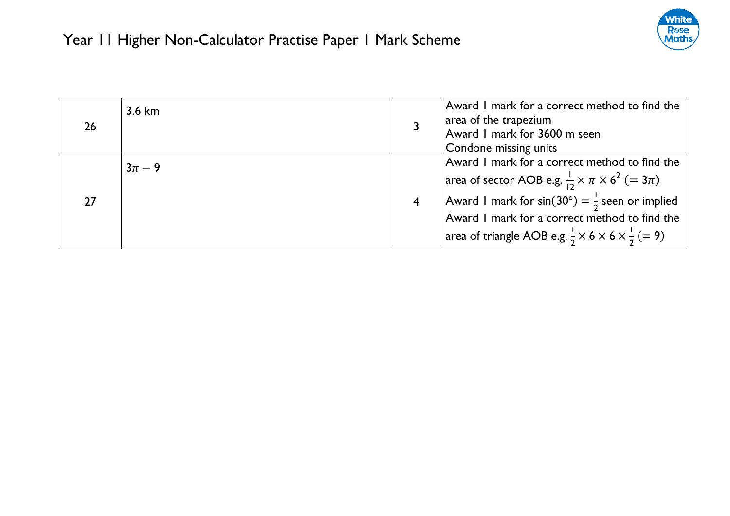# Year 11 Higher Non-Calculator Practise Paper 1 Mark Scheme

| | | | |
|---|---|---|---|
| 26 | 3.6 km | 3 | Award 1 mark for a correct method to find the area of the trapezium<br>Award 1 mark for 3600 m seen<br>Condone missing units |
| 27 | $3\pi - 9$ | 4 | Award 1 mark for a correct method to find the area of sector AOB e.g. $\frac{1}{12} \times \pi \times 6^2$ $(= 3\pi)$<br>Award 1 mark for $\sin(30°) = \frac{1}{2}$ seen or implied<br>Award 1 mark for a correct method to find the area of triangle AOB e.g. $\frac{1}{2} \times 6 \times 6 \times \frac{1}{2}$ $(= 9)$ |